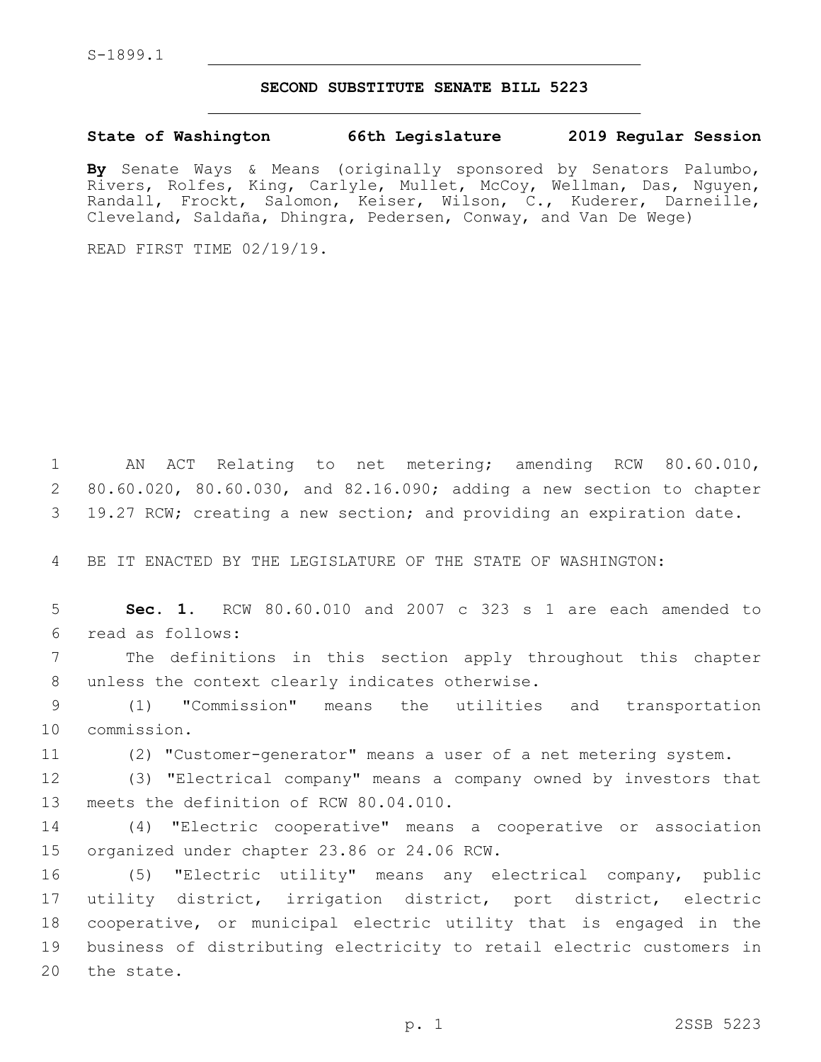S-1899.1

# SECOND SUBSTITUTE SENATE BILL 5223

**State of Washington 66th Legislature 2019 Regular Session**

**By** Senate Ways & Means (originally sponsored by Senators Palumbo, Rivers, Rolfes, King, Carlyle, Mullet, McCoy, Wellman, Das, Nguyen, Randall, Frockt, Salomon, Keiser, Wilson, C., Kuderer, Darneille, Cleveland, Saldaña, Dhingra, Pedersen, Conway, and Van De Wege)

READ FIRST TIME 02/19/19.

AN ACT Relating to net metering; amending RCW 80.60.010, 80.60.020, 80.60.030, and 82.16.090; adding a new section to chapter 19.27 RCW; creating a new section; and providing an expiration date.

BE IT ENACTED BY THE LEGISLATURE OF THE STATE OF WASHINGTON:

**Sec. 1.** RCW 80.60.010 and 2007 c 323 s 1 are each amended to read as follows:

The definitions in this section apply throughout this chapter unless the context clearly indicates otherwise.

(1) "Commission" means the utilities and transportation commission.

(2) "Customer-generator" means a user of a net metering system.

(3) "Electrical company" means a company owned by investors that meets the definition of RCW 80.04.010.

(4) "Electric cooperative" means a cooperative or association organized under chapter 23.86 or 24.06 RCW.

(5) "Electric utility" means any electrical company, public utility district, irrigation district, port district, electric cooperative, or municipal electric utility that is engaged in the business of distributing electricity to retail electric customers in the state.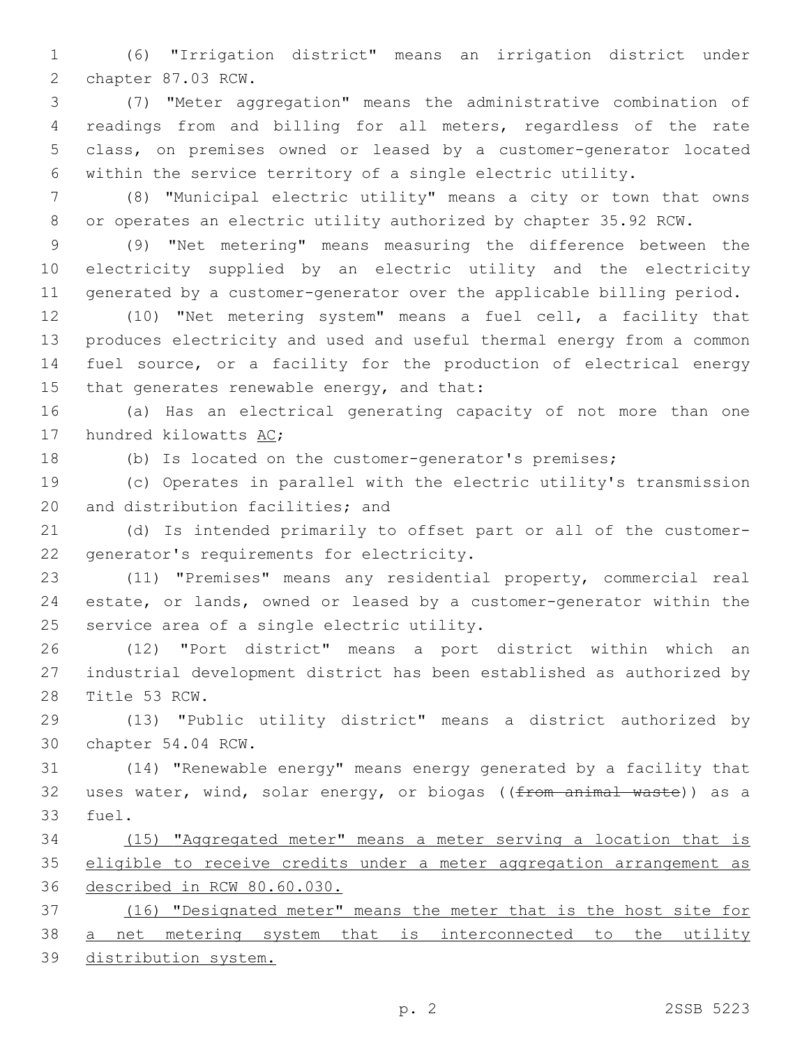(6) "Irrigation district" means an irrigation district under chapter 87.03 RCW.

(7) "Meter aggregation" means the administrative combination of readings from and billing for all meters, regardless of the rate class, on premises owned or leased by a customer-generator located within the service territory of a single electric utility.

(8) "Municipal electric utility" means a city or town that owns or operates an electric utility authorized by chapter 35.92 RCW.

(9) "Net metering" means measuring the difference between the electricity supplied by an electric utility and the electricity generated by a customer-generator over the applicable billing period.

(10) "Net metering system" means a fuel cell, a facility that produces electricity and used and useful thermal energy from a common fuel source, or a facility for the production of electrical energy that generates renewable energy, and that:

(a) Has an electrical generating capacity of not more than one hundred kilowatts <u>AC</u>;

(b) Is located on the customer-generator's premises;

(c) Operates in parallel with the electric utility's transmission and distribution facilities; and

(d) Is intended primarily to offset part or all of the customer-generator's requirements for electricity.

(11) "Premises" means any residential property, commercial real estate, or lands, owned or leased by a customer-generator within the service area of a single electric utility.

(12) "Port district" means a port district within which an industrial development district has been established as authorized by Title 53 RCW.

(13) "Public utility district" means a district authorized by chapter 54.04 RCW.

(14) "Renewable energy" means energy generated by a facility that uses water, wind, solar energy, or biogas ((~~from animal waste~~)) as a fuel.

<u>(15) "Aggregated meter" means a meter serving a location that is eligible to receive credits under a meter aggregation arrangement as described in RCW 80.60.030.</u>

<u>(16) "Designated meter" means the meter that is the host site for a net metering system that is interconnected to the utility distribution system.</u>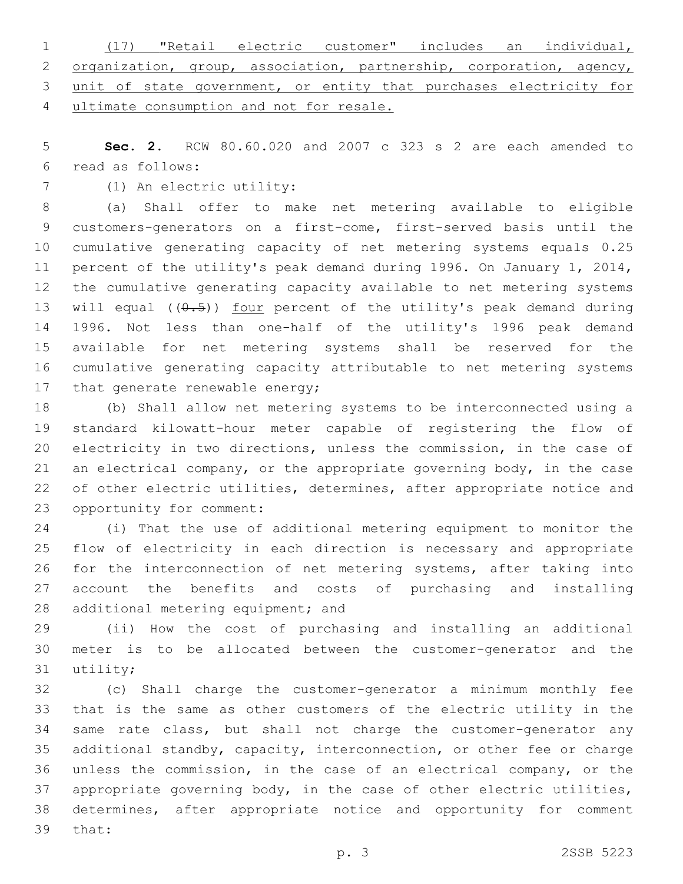(17) "Retail electric customer" includes an individual, organization, group, association, partnership, corporation, agency, unit of state government, or entity that purchases electricity for ultimate consumption and not for resale.

**Sec. 2.** RCW 80.60.020 and 2007 c 323 s 2 are each amended to read as follows:

(1) An electric utility:

(a) Shall offer to make net metering available to eligible customers-generators on a first-come, first-served basis until the cumulative generating capacity of net metering systems equals 0.25 percent of the utility's peak demand during 1996. On January 1, 2014, the cumulative generating capacity available to net metering systems will equal ((~~0.5~~)) four percent of the utility's peak demand during 1996. Not less than one-half of the utility's 1996 peak demand available for net metering systems shall be reserved for the cumulative generating capacity attributable to net metering systems that generate renewable energy;

(b) Shall allow net metering systems to be interconnected using a standard kilowatt-hour meter capable of registering the flow of electricity in two directions, unless the commission, in the case of an electrical company, or the appropriate governing body, in the case of other electric utilities, determines, after appropriate notice and opportunity for comment:

(i) That the use of additional metering equipment to monitor the flow of electricity in each direction is necessary and appropriate for the interconnection of net metering systems, after taking into account the benefits and costs of purchasing and installing additional metering equipment; and

(ii) How the cost of purchasing and installing an additional meter is to be allocated between the customer-generator and the utility;

(c) Shall charge the customer-generator a minimum monthly fee that is the same as other customers of the electric utility in the same rate class, but shall not charge the customer-generator any additional standby, capacity, interconnection, or other fee or charge unless the commission, in the case of an electrical company, or the appropriate governing body, in the case of other electric utilities, determines, after appropriate notice and opportunity for comment that: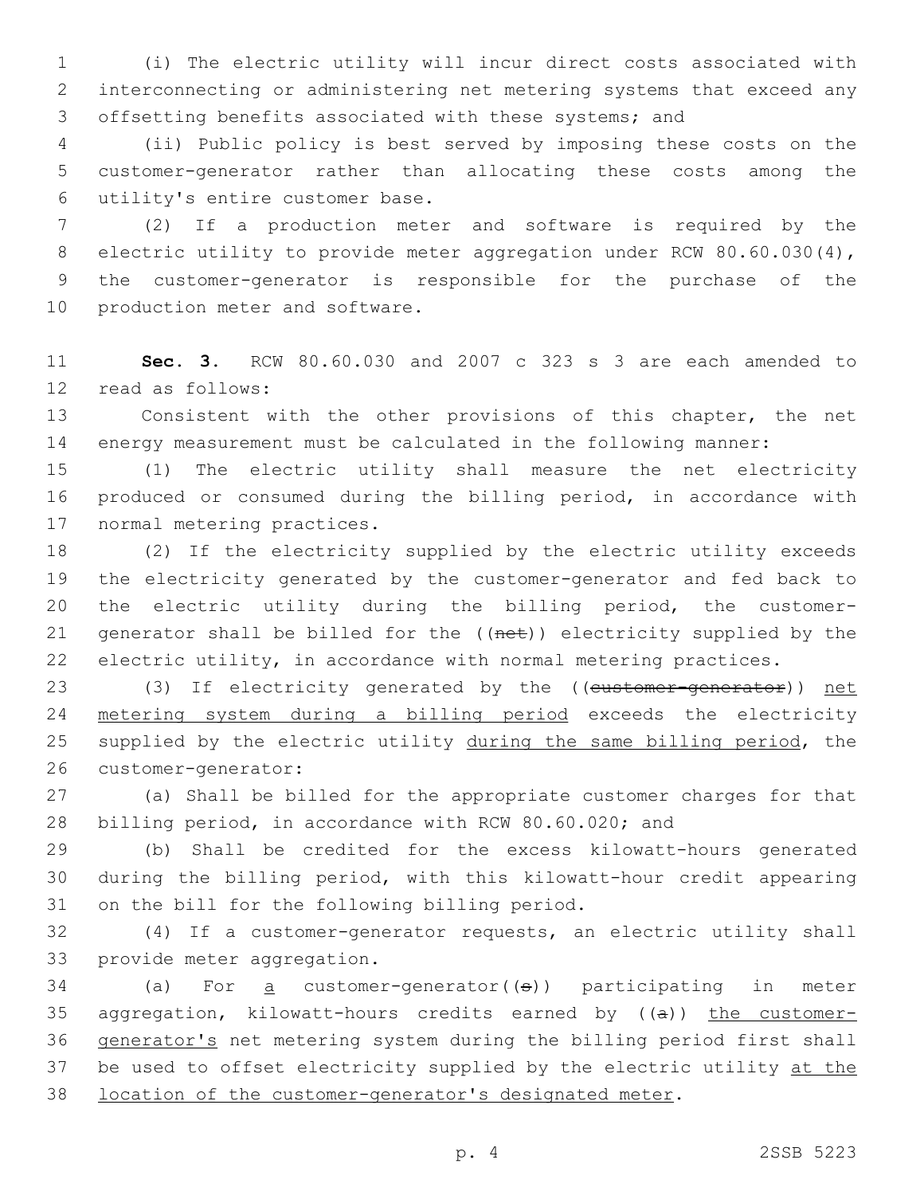(i) The electric utility will incur direct costs associated with interconnecting or administering net metering systems that exceed any offsetting benefits associated with these systems; and

(ii) Public policy is best served by imposing these costs on the customer-generator rather than allocating these costs among the utility's entire customer base.

(2) If a production meter and software is required by the electric utility to provide meter aggregation under RCW 80.60.030(4), the customer-generator is responsible for the purchase of the production meter and software.

**Sec. 3.** RCW 80.60.030 and 2007 c 323 s 3 are each amended to read as follows:

Consistent with the other provisions of this chapter, the net energy measurement must be calculated in the following manner:

(1) The electric utility shall measure the net electricity produced or consumed during the billing period, in accordance with normal metering practices.

(2) If the electricity supplied by the electric utility exceeds the electricity generated by the customer-generator and fed back to the electric utility during the billing period, the customer-generator shall be billed for the ((~~net~~)) electricity supplied by the electric utility, in accordance with normal metering practices.

(3) If electricity generated by the ((~~customer-generator~~)) <u>net metering system during a billing period</u> exceeds the electricity supplied by the electric utility <u>during the same billing period</u>, the customer-generator:

(a) Shall be billed for the appropriate customer charges for that billing period, in accordance with RCW 80.60.020; and

(b) Shall be credited for the excess kilowatt-hours generated during the billing period, with this kilowatt-hour credit appearing on the bill for the following billing period.

(4) If a customer-generator requests, an electric utility shall provide meter aggregation.

(a) For <u>a</u> customer-generator((~~s~~)) participating in meter aggregation, kilowatt-hours credits earned by ((~~a~~)) <u>the customer-generator's</u> net metering system during the billing period first shall be used to offset electricity supplied by the electric utility <u>at the location of the customer-generator's designated meter</u>.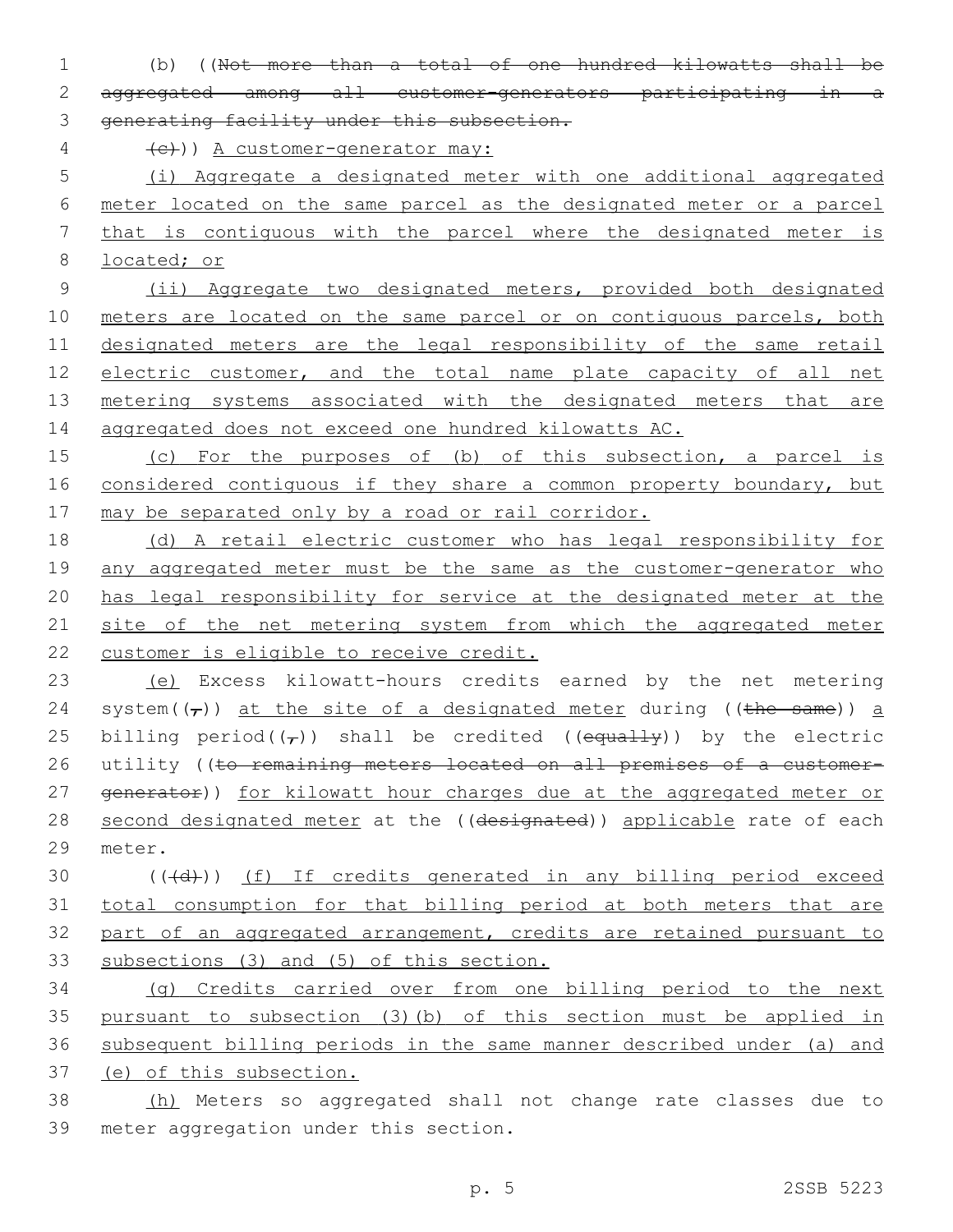(b) ((~~Not more than a total of one hundred kilowatts shall be aggregated among all customer-generators participating in a generating facility under this subsection.~~

~~(c)~~)) <u>A customer-generator may:</u>

<u>(i) Aggregate a designated meter with one additional aggregated meter located on the same parcel as the designated meter or a parcel that is contiguous with the parcel where the designated meter is located; or</u>

<u>(ii) Aggregate two designated meters, provided both designated meters are located on the same parcel or on contiguous parcels, both designated meters are the legal responsibility of the same retail electric customer, and the total name plate capacity of all net metering systems associated with the designated meters that are aggregated does not exceed one hundred kilowatts AC.</u>

<u>(c) For the purposes of (b) of this subsection, a parcel is considered contiguous if they share a common property boundary, but may be separated only by a road or rail corridor.</u>

<u>(d) A retail electric customer who has legal responsibility for any aggregated meter must be the same as the customer-generator who has legal responsibility for service at the designated meter at the site of the net metering system from which the aggregated meter customer is eligible to receive credit.</u>

<u>(e)</u> Excess kilowatt-hours credits earned by the net metering system((~~,~~)) <u>at the site of a designated meter</u> during ((~~the same~~)) <u>a</u> billing period((~~,~~)) shall be credited ((~~equally~~)) by the electric utility ((~~to remaining meters located on all premises of a customer-generator~~)) <u>for kilowatt hour charges due at the aggregated meter or second designated meter</u> at the ((~~designated~~)) <u>applicable</u> rate of each meter.

((~~(d)~~)) <u>(f) If credits generated in any billing period exceed total consumption for that billing period at both meters that are part of an aggregated arrangement, credits are retained pursuant to subsections (3) and (5) of this section.</u>

<u>(g) Credits carried over from one billing period to the next pursuant to subsection (3)(b) of this section must be applied in subsequent billing periods in the same manner described under (a) and (e) of this subsection.</u>

<u>(h)</u> Meters so aggregated shall not change rate classes due to meter aggregation under this section.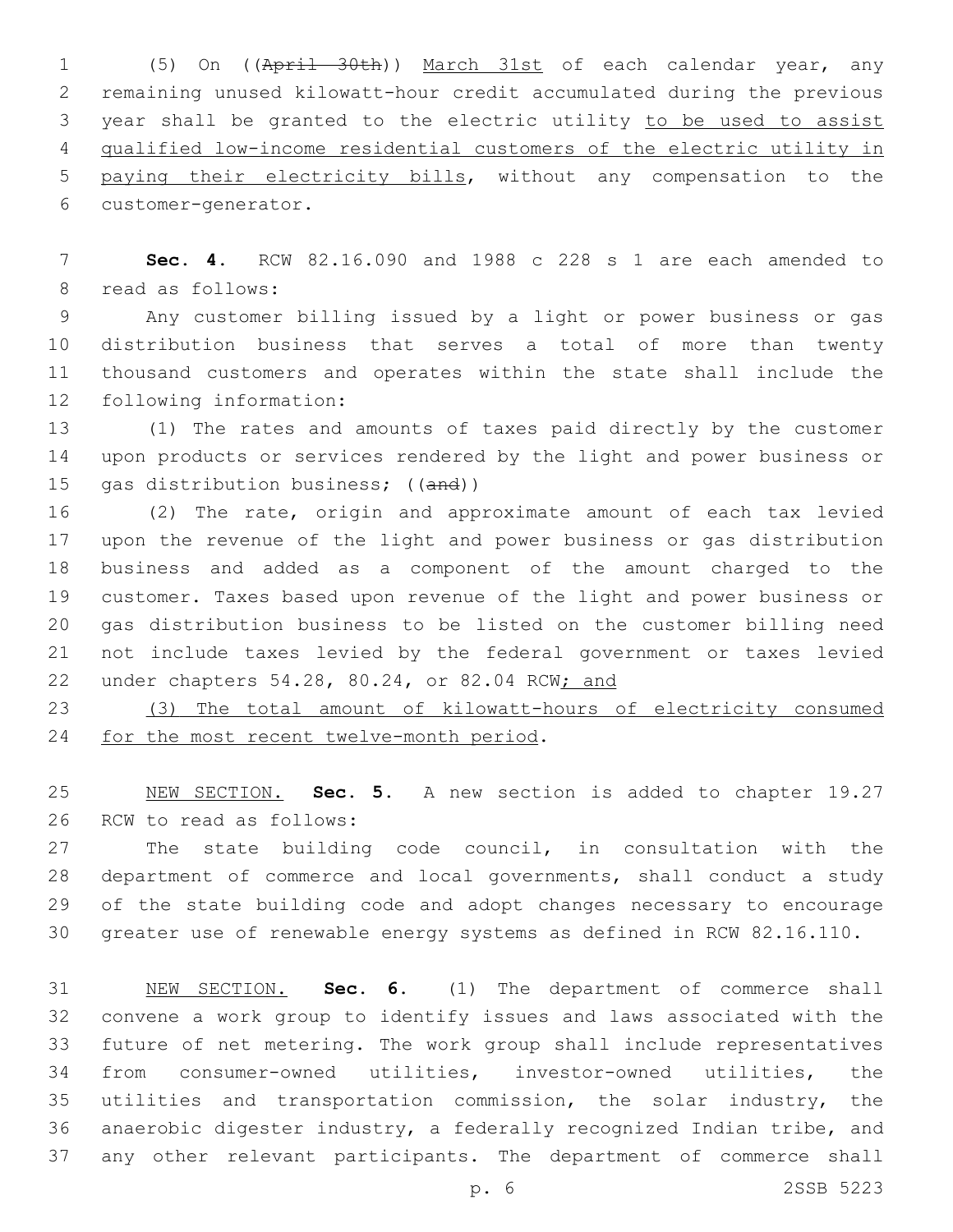(5) On ((~~April 30th~~)) <u>March 31st</u> of each calendar year, any remaining unused kilowatt-hour credit accumulated during the previous year shall be granted to the electric utility <u>to be used to assist qualified low-income residential customers of the electric utility in paying their electricity bills</u>, without any compensation to the customer-generator.

**Sec. 4.** RCW 82.16.090 and 1988 c 228 s 1 are each amended to read as follows:

Any customer billing issued by a light or power business or gas distribution business that serves a total of more than twenty thousand customers and operates within the state shall include the following information:

(1) The rates and amounts of taxes paid directly by the customer upon products or services rendered by the light and power business or gas distribution business; ((~~and~~))

(2) The rate, origin and approximate amount of each tax levied upon the revenue of the light and power business or gas distribution business and added as a component of the amount charged to the customer. Taxes based upon revenue of the light and power business or gas distribution business to be listed on the customer billing need not include taxes levied by the federal government or taxes levied under chapters 54.28, 80.24, or 82.04 RCW<u>; and</u>

<u>(3) The total amount of kilowatt-hours of electricity consumed for the most recent twelve-month period</u>.

<u>NEW SECTION.</u> **Sec. 5.** A new section is added to chapter 19.27 RCW to read as follows:

The state building code council, in consultation with the department of commerce and local governments, shall conduct a study of the state building code and adopt changes necessary to encourage greater use of renewable energy systems as defined in RCW 82.16.110.

<u>NEW SECTION.</u> **Sec. 6.** (1) The department of commerce shall convene a work group to identify issues and laws associated with the future of net metering. The work group shall include representatives from consumer-owned utilities, investor-owned utilities, the utilities and transportation commission, the solar industry, the anaerobic digester industry, a federally recognized Indian tribe, and any other relevant participants. The department of commerce shall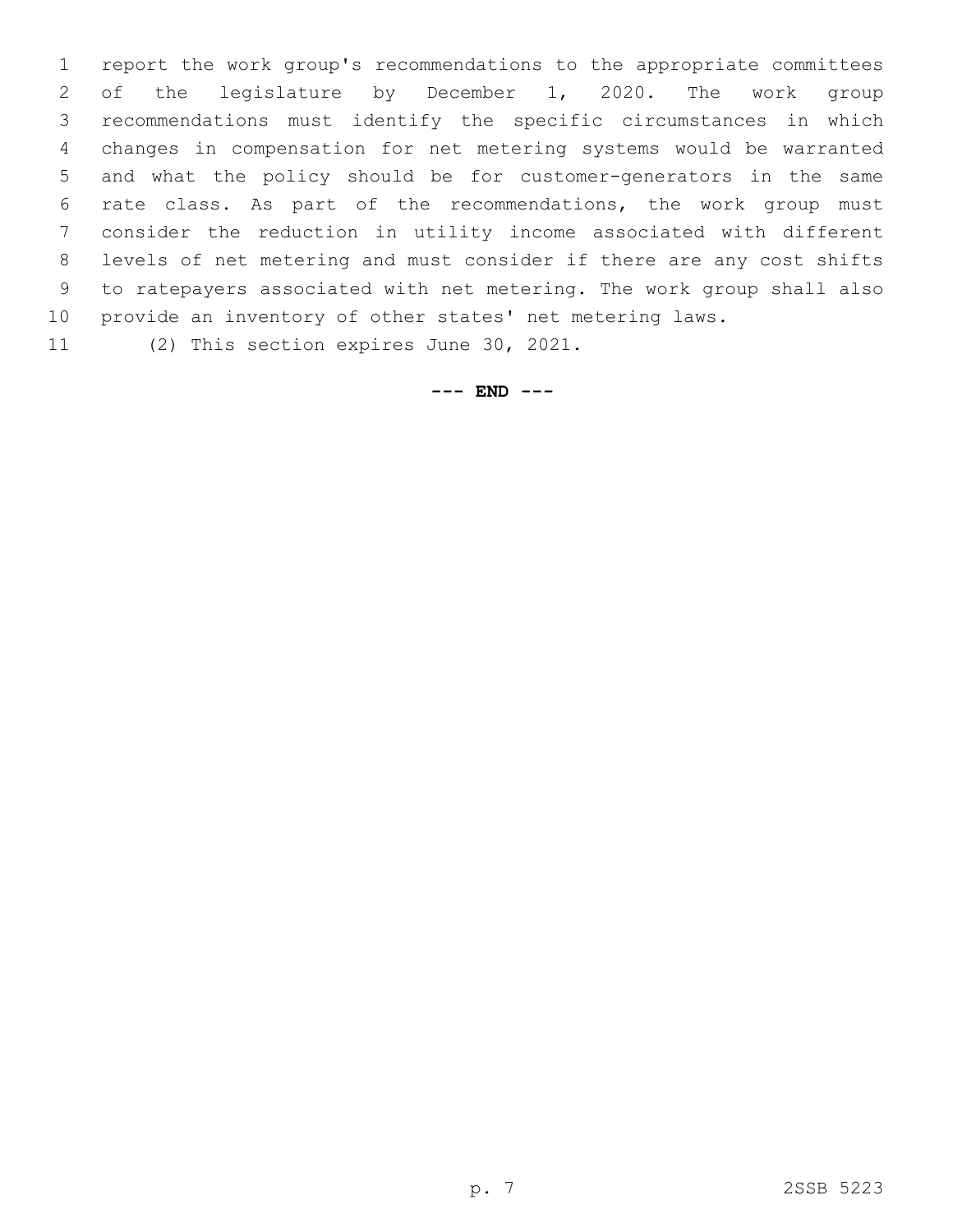report the work group's recommendations to the appropriate committees of the legislature by December 1, 2020. The work group recommendations must identify the specific circumstances in which changes in compensation for net metering systems would be warranted and what the policy should be for customer-generators in the same rate class. As part of the recommendations, the work group must consider the reduction in utility income associated with different levels of net metering and must consider if there are any cost shifts to ratepayers associated with net metering. The work group shall also provide an inventory of other states' net metering laws.

(2) This section expires June 30, 2021.

**--- END ---**